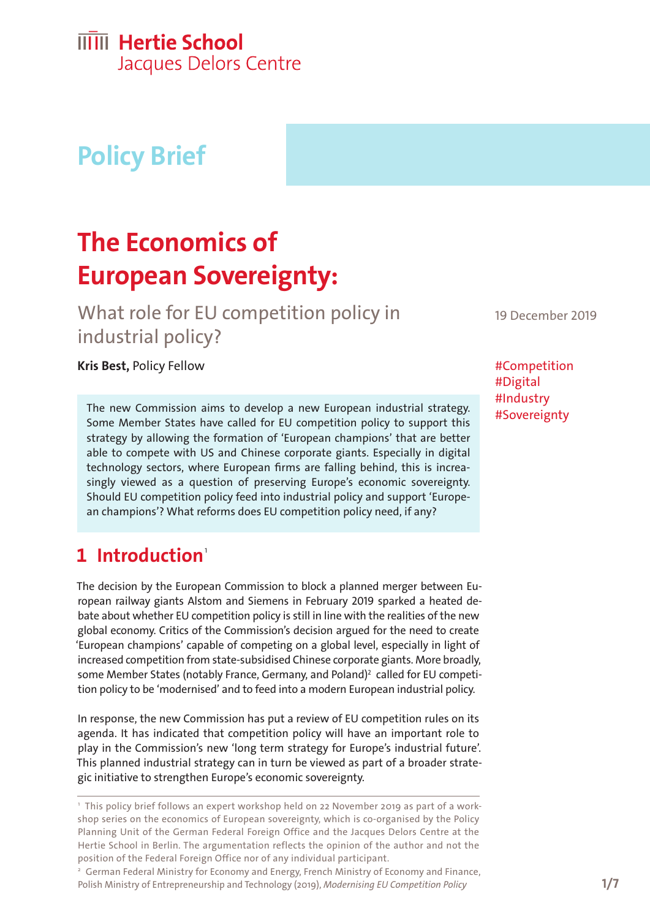Hertie School
Jacques Delors Centre

Policy Brief

# The Economics of European Sovereignty:

## What role for EU competition policy in industrial policy?

19 December 2019

**Kris Best,** Policy Fellow

#Competition
#Digital
#Industry
#Sovereignty

The new Commission aims to develop a new European industrial strategy. Some Member States have called for EU competition policy to support this strategy by allowing the formation of 'European champions' that are better able to compete with US and Chinese corporate giants. Especially in digital technology sectors, where European firms are falling behind, this is increasingly viewed as a question of preserving Europe's economic sovereignty. Should EU competition policy feed into industrial policy and support 'European champions'? What reforms does EU competition policy need, if any?

## 1 Introduction[1]

The decision by the European Commission to block a planned merger between European railway giants Alstom and Siemens in February 2019 sparked a heated debate about whether EU competition policy is still in line with the realities of the new global economy. Critics of the Commission's decision argued for the need to create 'European champions' capable of competing on a global level, especially in light of increased competition from state-subsidised Chinese corporate giants. More broadly, some Member States (notably France, Germany, and Poland)[2] called for EU competition policy to be 'modernised' and to feed into a modern European industrial policy.

In response, the new Commission has put a review of EU competition rules on its agenda. It has indicated that competition policy will have an important role to play in the Commission's new 'long term strategy for Europe's industrial future'. This planned industrial strategy can in turn be viewed as part of a broader strategic initiative to strengthen Europe's economic sovereignty.

[1] This policy brief follows an expert workshop held on 22 November 2019 as part of a workshop series on the economics of European sovereignty, which is co-organised by the Policy Planning Unit of the German Federal Foreign Office and the Jacques Delors Centre at the Hertie School in Berlin. The argumentation reflects the opinion of the author and not the position of the Federal Foreign Office nor of any individual participant.

[2] German Federal Ministry for Economy and Energy, French Ministry of Economy and Finance, Polish Ministry of Entrepreneurship and Technology (2019), *Modernising EU Competition Policy*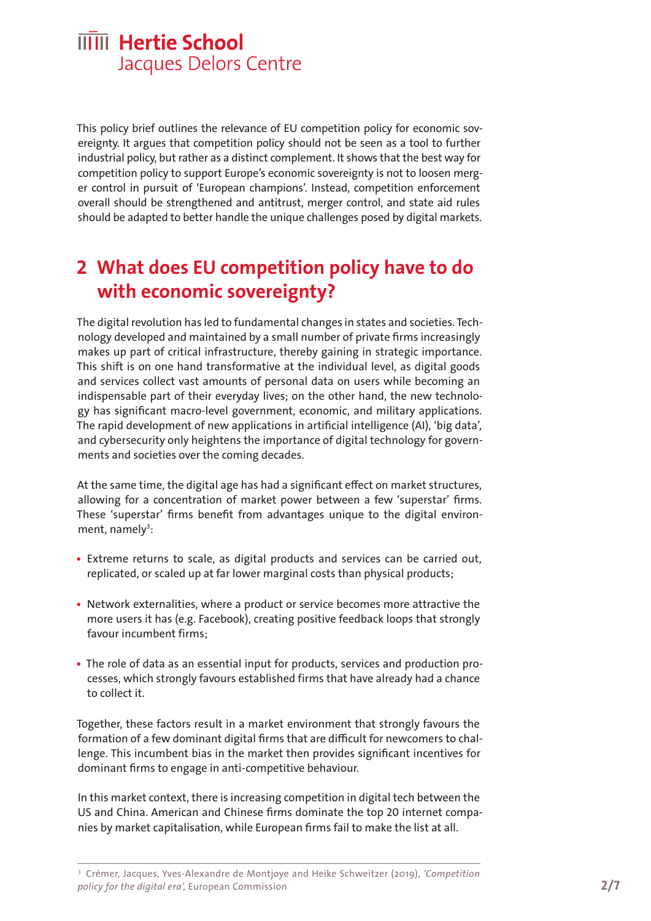This policy brief outlines the relevance of EU competition policy for economic sovereignty. It argues that competition policy should not be seen as a tool to further industrial policy, but rather as a distinct complement. It shows that the best way for competition policy to support Europe's economic sovereignty is not to loosen merger control in pursuit of 'European champions'. Instead, competition enforcement overall should be strengthened and antitrust, merger control, and state aid rules should be adapted to better handle the unique challenges posed by digital markets.

## 2 What does EU competition policy have to do with economic sovereignty?

The digital revolution has led to fundamental changes in states and societies. Technology developed and maintained by a small number of private firms increasingly makes up part of critical infrastructure, thereby gaining in strategic importance. This shift is on one hand transformative at the individual level, as digital goods and services collect vast amounts of personal data on users while becoming an indispensable part of their everyday lives; on the other hand, the new technology has significant macro-level government, economic, and military applications. The rapid development of new applications in artificial intelligence (AI), 'big data', and cybersecurity only heightens the importance of digital technology for governments and societies over the coming decades.

At the same time, the digital age has had a significant effect on market structures, allowing for a concentration of market power between a few 'superstar' firms. These 'superstar' firms benefit from advantages unique to the digital environment, namely[3]:

- Extreme returns to scale, as digital products and services can be carried out, replicated, or scaled up at far lower marginal costs than physical products;
- Network externalities, where a product or service becomes more attractive the more users it has (e.g. Facebook), creating positive feedback loops that strongly favour incumbent firms;
- The role of data as an essential input for products, services and production processes, which strongly favours established firms that have already had a chance to collect it.

Together, these factors result in a market environment that strongly favours the formation of a few dominant digital firms that are difficult for newcomers to challenge. This incumbent bias in the market then provides significant incentives for dominant firms to engage in anti-competitive behaviour.

In this market context, there is increasing competition in digital tech between the US and China. American and Chinese firms dominate the top 20 internet companies by market capitalisation, while European firms fail to make the list at all.

[3] Crémer, Jacques, Yves-Alexandre de Montjoye and Heike Schweitzer (2019), *'Competition policy for the digital era'*, European Commission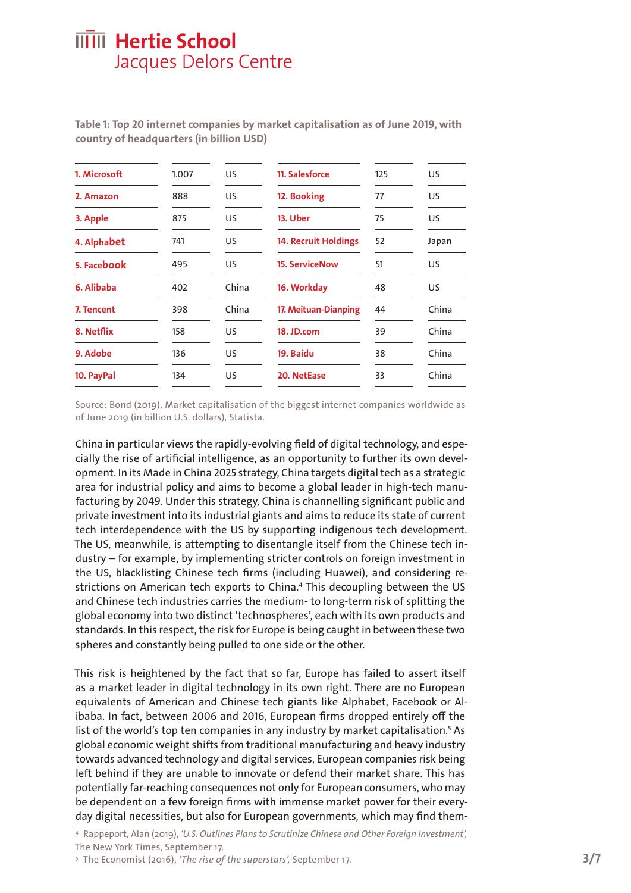**Table 1: Top 20 internet companies by market capitalisation as of June 2019, with country of headquarters (in billion USD)**

| | | | | | |
|---|---|---|---|---|---|
| **1. Microsoft** | 1.007 | US | **11. Salesforce** | 125 | US |
| **2. Amazon** | 888 | US | **12. Booking** | 77 | US |
| **3. Apple** | 875 | US | **13. Uber** | 75 | US |
| **4. Alphabet** | 741 | US | **14. Recruit Holdings** | 52 | Japan |
| **5. Facebook** | 495 | US | **15. ServiceNow** | 51 | US |
| **6. Alibaba** | 402 | China | **16. Workday** | 48 | US |
| **7. Tencent** | 398 | China | **17. Meituan-Dianping** | 44 | China |
| **8. Netflix** | 158 | US | **18. JD.com** | 39 | China |
| **9. Adobe** | 136 | US | **19. Baidu** | 38 | China |
| **10. PayPal** | 134 | US | **20. NetEase** | 33 | China |

Source: Bond (2019), Market capitalisation of the biggest internet companies worldwide as of June 2019 (in billion U.S. dollars), Statista.

China in particular views the rapidly-evolving field of digital technology, and especially the rise of artificial intelligence, as an opportunity to further its own development. In its Made in China 2025 strategy, China targets digital tech as a strategic area for industrial policy and aims to become a global leader in high-tech manufacturing by 2049. Under this strategy, China is channelling significant public and private investment into its industrial giants and aims to reduce its state of current tech interdependence with the US by supporting indigenous tech development. The US, meanwhile, is attempting to disentangle itself from the Chinese tech industry – for example, by implementing stricter controls on foreign investment in the US, blacklisting Chinese tech firms (including Huawei), and considering restrictions on American tech exports to China.[4] This decoupling between the US and Chinese tech industries carries the medium- to long-term risk of splitting the global economy into two distinct 'technospheres', each with its own products and standards. In this respect, the risk for Europe is being caught in between these two spheres and constantly being pulled to one side or the other.

This risk is heightened by the fact that so far, Europe has failed to assert itself as a market leader in digital technology in its own right. There are no European equivalents of American and Chinese tech giants like Alphabet, Facebook or Alibaba. In fact, between 2006 and 2016, European firms dropped entirely off the list of the world's top ten companies in any industry by market capitalisation.[5] As global economic weight shifts from traditional manufacturing and heavy industry towards advanced technology and digital services, European companies risk being left behind if they are unable to innovate or defend their market share. This has potentially far-reaching consequences not only for European consumers, who may be dependent on a few foreign firms with immense market power for their everyday digital necessities, but also for European governments, which may find them-

[4] Rappeport, Alan (2019), *'U.S. Outlines Plans to Scrutinize Chinese and Other Foreign Investment'*, The New York Times, September 17.

[5] The Economist (2016), *'The rise of the superstars'*, September 17.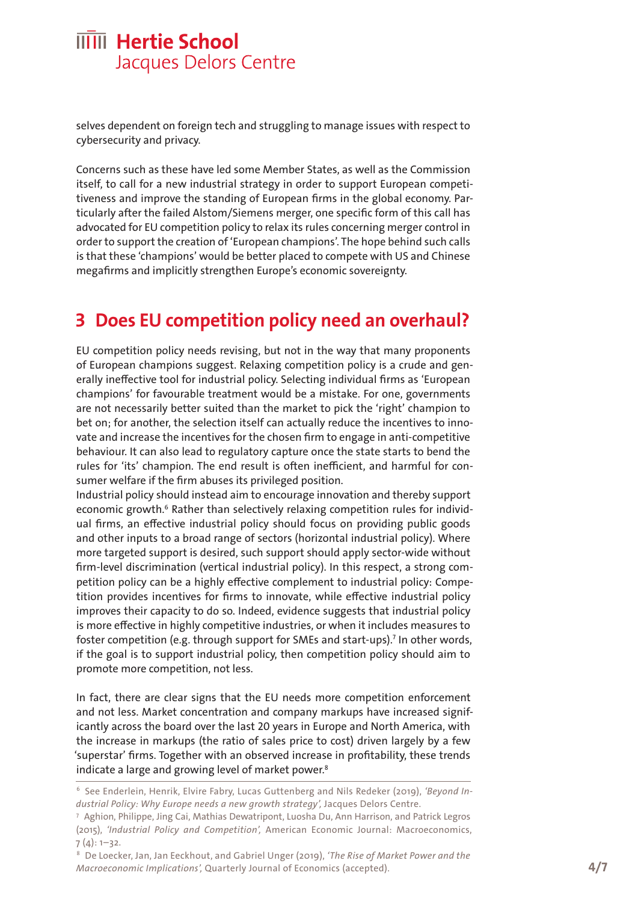selves dependent on foreign tech and struggling to manage issues with respect to cybersecurity and privacy.

Concerns such as these have led some Member States, as well as the Commission itself, to call for a new industrial strategy in order to support European competitiveness and improve the standing of European firms in the global economy. Particularly after the failed Alstom/Siemens merger, one specific form of this call has advocated for EU competition policy to relax its rules concerning merger control in order to support the creation of 'European champions'. The hope behind such calls is that these 'champions' would be better placed to compete with US and Chinese megafirms and implicitly strengthen Europe's economic sovereignty.

## 3 Does EU competition policy need an overhaul?

EU competition policy needs revising, but not in the way that many proponents of European champions suggest. Relaxing competition policy is a crude and generally ineffective tool for industrial policy. Selecting individual firms as 'European champions' for favourable treatment would be a mistake. For one, governments are not necessarily better suited than the market to pick the 'right' champion to bet on; for another, the selection itself can actually reduce the incentives to innovate and increase the incentives for the chosen firm to engage in anti-competitive behaviour. It can also lead to regulatory capture once the state starts to bend the rules for 'its' champion. The end result is often inefficient, and harmful for consumer welfare if the firm abuses its privileged position.
Industrial policy should instead aim to encourage innovation and thereby support economic growth.[6] Rather than selectively relaxing competition rules for individual firms, an effective industrial policy should focus on providing public goods and other inputs to a broad range of sectors (horizontal industrial policy). Where more targeted support is desired, such support should apply sector-wide without firm-level discrimination (vertical industrial policy). In this respect, a strong competition policy can be a highly effective complement to industrial policy: Competition provides incentives for firms to innovate, while effective industrial policy improves their capacity to do so. Indeed, evidence suggests that industrial policy is more effective in highly competitive industries, or when it includes measures to foster competition (e.g. through support for SMEs and start-ups).[7] In other words, if the goal is to support industrial policy, then competition policy should aim to promote more competition, not less.

In fact, there are clear signs that the EU needs more competition enforcement and not less. Market concentration and company markups have increased significantly across the board over the last 20 years in Europe and North America, with the increase in markups (the ratio of sales price to cost) driven largely by a few 'superstar' firms. Together with an observed increase in profitability, these trends indicate a large and growing level of market power.[8]

---

[6] See Enderlein, Henrik, Elvire Fabry, Lucas Guttenberg and Nils Redeker (2019), *'Beyond Industrial Policy: Why Europe needs a new growth strategy'*, Jacques Delors Centre.

[7] Aghion, Philippe, Jing Cai, Mathias Dewatripont, Luosha Du, Ann Harrison, and Patrick Legros (2015), *'Industrial Policy and Competition'*, American Economic Journal: Macroeconomics, 7 (4): 1–32.

[8] De Loecker, Jan, Jan Eeckhout, and Gabriel Unger (2019), *'The Rise of Market Power and the Macroeconomic Implications'*, Quarterly Journal of Economics (accepted).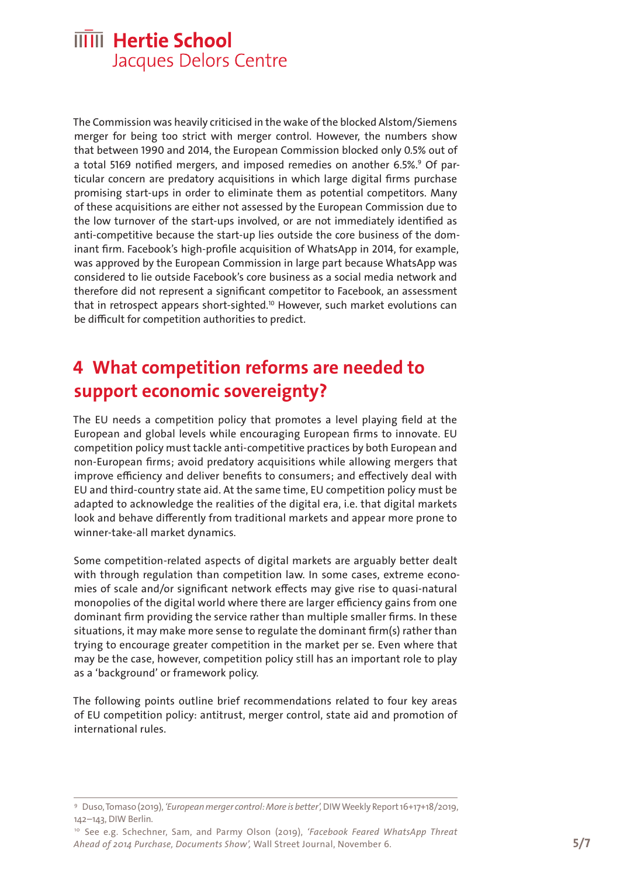The Commission was heavily criticised in the wake of the blocked Alstom/Siemens merger for being too strict with merger control. However, the numbers show that between 1990 and 2014, the European Commission blocked only 0.5% out of a total 5169 notified mergers, and imposed remedies on another 6.5%.[9] Of particular concern are predatory acquisitions in which large digital firms purchase promising start-ups in order to eliminate them as potential competitors. Many of these acquisitions are either not assessed by the European Commission due to the low turnover of the start-ups involved, or are not immediately identified as anti-competitive because the start-up lies outside the core business of the dominant firm. Facebook's high-profile acquisition of WhatsApp in 2014, for example, was approved by the European Commission in large part because WhatsApp was considered to lie outside Facebook's core business as a social media network and therefore did not represent a significant competitor to Facebook, an assessment that in retrospect appears short-sighted.[10] However, such market evolutions can be difficult for competition authorities to predict.

## 4 What competition reforms are needed to support economic sovereignty?

The EU needs a competition policy that promotes a level playing field at the European and global levels while encouraging European firms to innovate. EU competition policy must tackle anti-competitive practices by both European and non-European firms; avoid predatory acquisitions while allowing mergers that improve efficiency and deliver benefits to consumers; and effectively deal with EU and third-country state aid. At the same time, EU competition policy must be adapted to acknowledge the realities of the digital era, i.e. that digital markets look and behave differently from traditional markets and appear more prone to winner-take-all market dynamics.

Some competition-related aspects of digital markets are arguably better dealt with through regulation than competition law. In some cases, extreme economies of scale and/or significant network effects may give rise to quasi-natural monopolies of the digital world where there are larger efficiency gains from one dominant firm providing the service rather than multiple smaller firms. In these situations, it may make more sense to regulate the dominant firm(s) rather than trying to encourage greater competition in the market per se. Even where that may be the case, however, competition policy still has an important role to play as a 'background' or framework policy.

The following points outline brief recommendations related to four key areas of EU competition policy: antitrust, merger control, state aid and promotion of international rules.

---

[9] Duso, Tomaso (2019), *'European merger control: More is better'*, DIW Weekly Report 16+17+18/2019, 142–143, DIW Berlin.

[10] See e.g. Schechner, Sam, and Parmy Olson (2019), *'Facebook Feared WhatsApp Threat Ahead of 2014 Purchase, Documents Show'*, Wall Street Journal, November 6.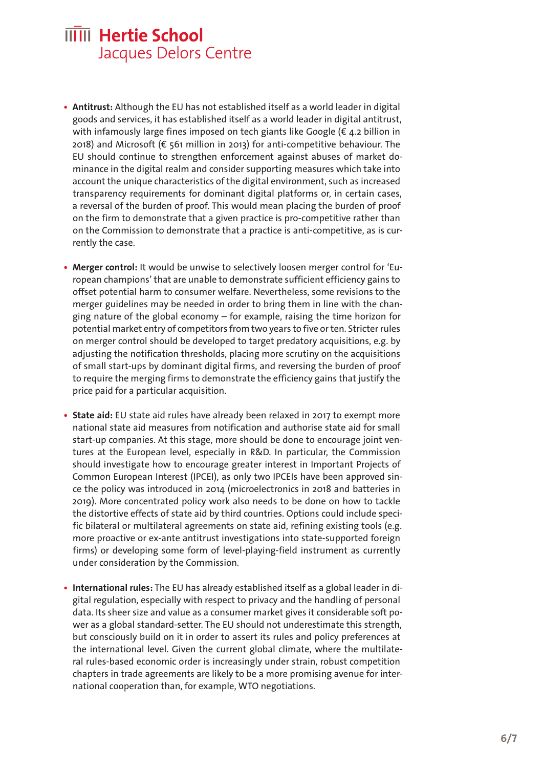- **Antitrust:** Although the EU has not established itself as a world leader in digital goods and services, it has established itself as a world leader in digital antitrust, with infamously large fines imposed on tech giants like Google (€ 4.2 billion in 2018) and Microsoft (€ 561 million in 2013) for anti-competitive behaviour. The EU should continue to strengthen enforcement against abuses of market dominance in the digital realm and consider supporting measures which take into account the unique characteristics of the digital environment, such as increased transparency requirements for dominant digital platforms or, in certain cases, a reversal of the burden of proof. This would mean placing the burden of proof on the firm to demonstrate that a given practice is pro-competitive rather than on the Commission to demonstrate that a practice is anti-competitive, as is currently the case.

- **Merger control:** It would be unwise to selectively loosen merger control for 'European champions' that are unable to demonstrate sufficient efficiency gains to offset potential harm to consumer welfare. Nevertheless, some revisions to the merger guidelines may be needed in order to bring them in line with the changing nature of the global economy – for example, raising the time horizon for potential market entry of competitors from two years to five or ten. Stricter rules on merger control should be developed to target predatory acquisitions, e.g. by adjusting the notification thresholds, placing more scrutiny on the acquisitions of small start-ups by dominant digital firms, and reversing the burden of proof to require the merging firms to demonstrate the efficiency gains that justify the price paid for a particular acquisition.

- **State aid:** EU state aid rules have already been relaxed in 2017 to exempt more national state aid measures from notification and authorise state aid for small start-up companies. At this stage, more should be done to encourage joint ventures at the European level, especially in R&D. In particular, the Commission should investigate how to encourage greater interest in Important Projects of Common European Interest (IPCEI), as only two IPCEIs have been approved since the policy was introduced in 2014 (microelectronics in 2018 and batteries in 2019). More concentrated policy work also needs to be done on how to tackle the distortive effects of state aid by third countries. Options could include specific bilateral or multilateral agreements on state aid, refining existing tools (e.g. more proactive or ex-ante antitrust investigations into state-supported foreign firms) or developing some form of level-playing-field instrument as currently under consideration by the Commission.

- **International rules:** The EU has already established itself as a global leader in digital regulation, especially with respect to privacy and the handling of personal data. Its sheer size and value as a consumer market gives it considerable soft power as a global standard-setter. The EU should not underestimate this strength, but consciously build on it in order to assert its rules and policy preferences at the international level. Given the current global climate, where the multilateral rules-based economic order is increasingly under strain, robust competition chapters in trade agreements are likely to be a more promising avenue for international cooperation than, for example, WTO negotiations.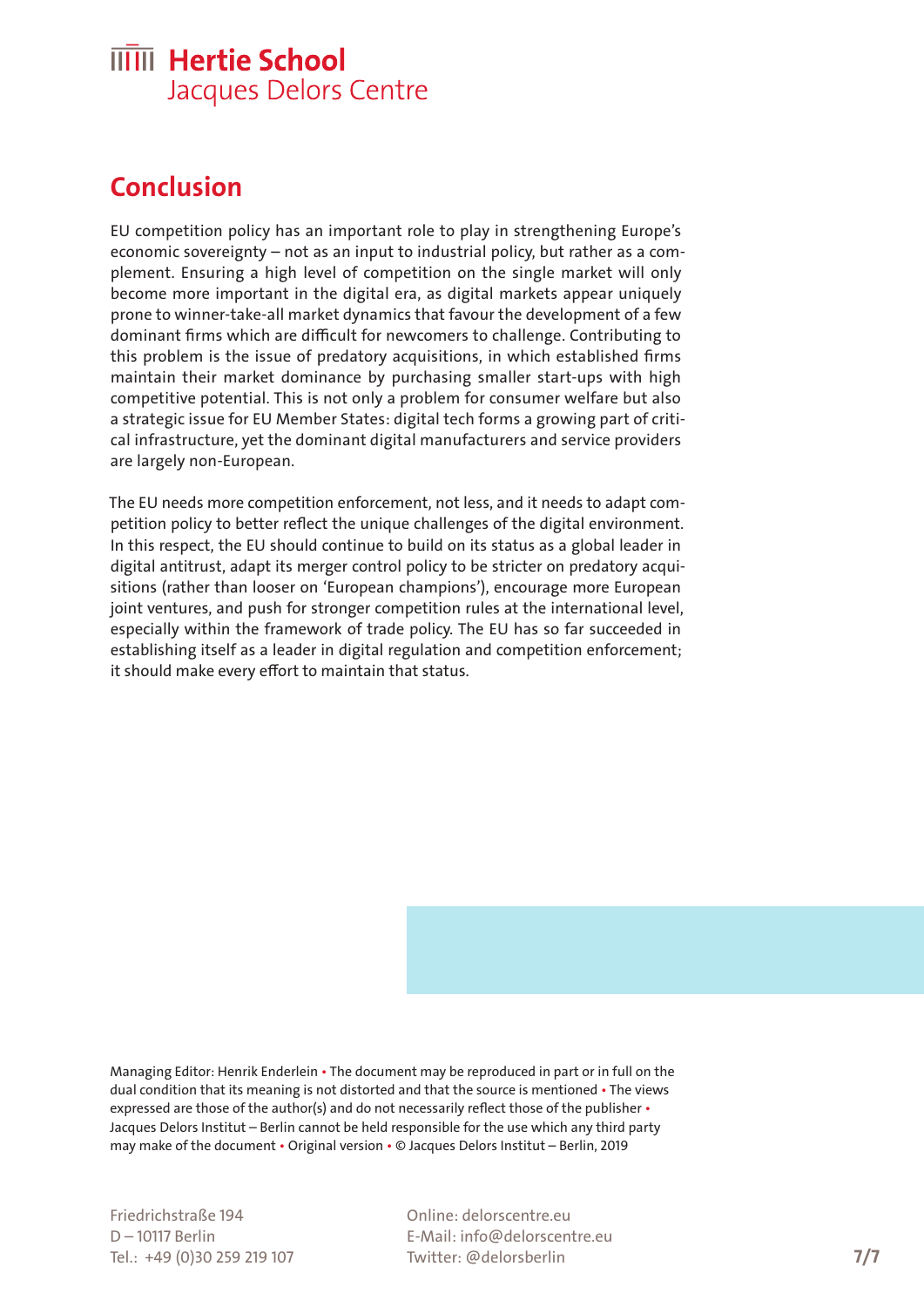## Conclusion

EU competition policy has an important role to play in strengthening Europe's economic sovereignty – not as an input to industrial policy, but rather as a complement. Ensuring a high level of competition on the single market will only become more important in the digital era, as digital markets appear uniquely prone to winner-take-all market dynamics that favour the development of a few dominant firms which are difficult for newcomers to challenge. Contributing to this problem is the issue of predatory acquisitions, in which established firms maintain their market dominance by purchasing smaller start-ups with high competitive potential. This is not only a problem for consumer welfare but also a strategic issue for EU Member States: digital tech forms a growing part of critical infrastructure, yet the dominant digital manufacturers and service providers are largely non-European.

The EU needs more competition enforcement, not less, and it needs to adapt competition policy to better reflect the unique challenges of the digital environment. In this respect, the EU should continue to build on its status as a global leader in digital antitrust, adapt its merger control policy to be stricter on predatory acquisitions (rather than looser on 'European champions'), encourage more European joint ventures, and push for stronger competition rules at the international level, especially within the framework of trade policy. The EU has so far succeeded in establishing itself as a leader in digital regulation and competition enforcement; it should make every effort to maintain that status.

Managing Editor: Henrik Enderlein • The document may be reproduced in part or in full on the dual condition that its meaning is not distorted and that the source is mentioned • The views expressed are those of the author(s) and do not necessarily reflect those of the publisher • Jacques Delors Institut – Berlin cannot be held responsible for the use which any third party may make of the document • Original version • © Jacques Delors Institut – Berlin, 2019

Friedrichstraße 194
D – 10117 Berlin
Tel.: +49 (0)30 259 219 107

Online: delorscentre.eu
E-Mail: info@delorscentre.eu
Twitter: @delorsberlin